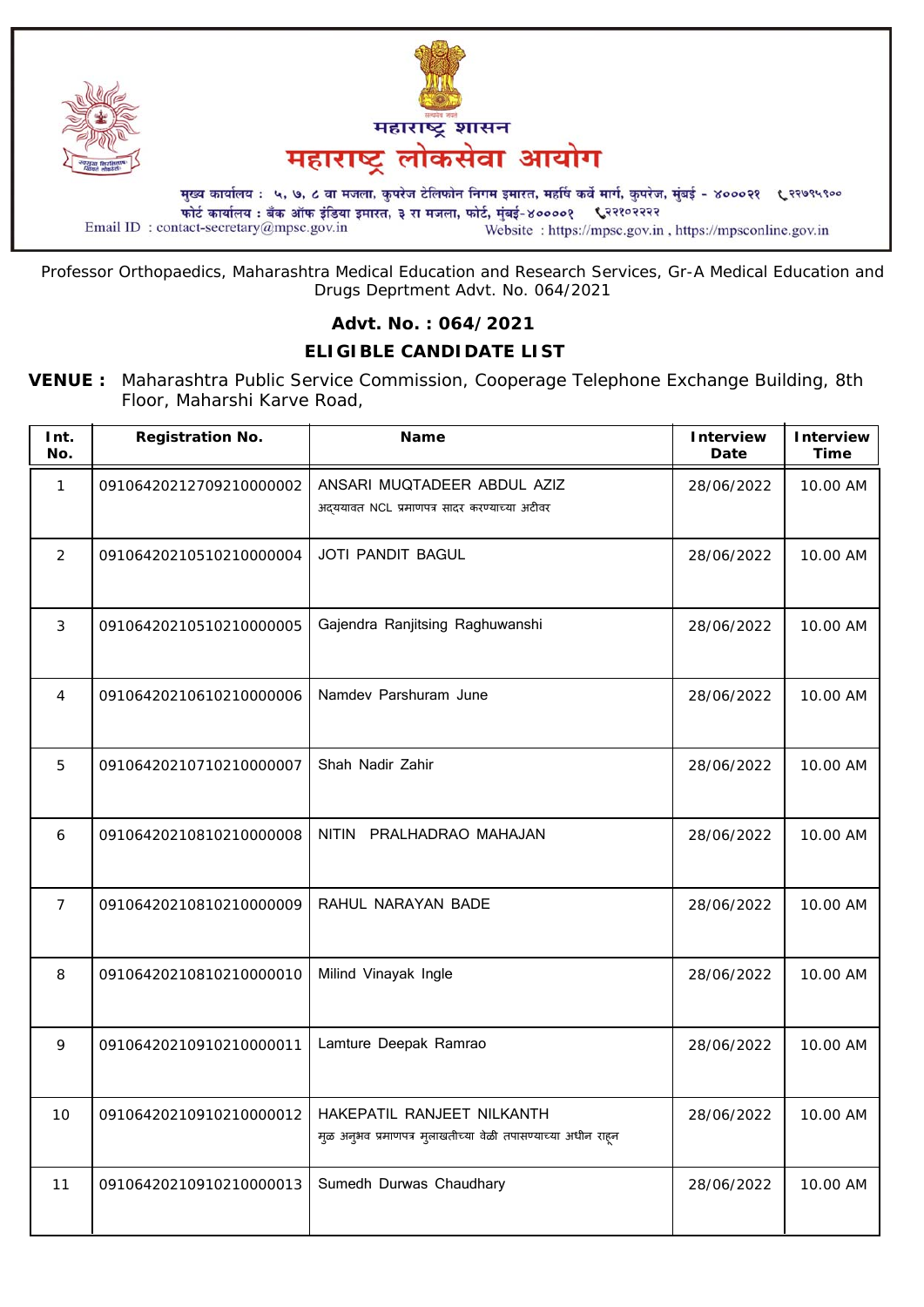महाराष्ट्र शासन

# महाराष्ट्र लोकसेवा आयोग

मुख्य कार्यालय : ५, ७, ८ वा मजला, कुपरेज टेलिफोन निगम इमारत, महर्षि कर्वे मार्ग, कुपरेज, मुंबई - ४०००२१ २२७९५९००
फोर्ट कार्यालय : बँक ऑफ इंडिया इमारत, ३ रा मजला, फोर्ट, मुंबई-४००००१ २२१०२२२२
Email ID : contact-secretary@mpsc.gov.in Website : https://mpsc.gov.in , https://mpsconline.gov.in

Professor Orthopaedics, Maharashtra Medical Education and Research Services, Gr-A Medical Education and Drugs Deprtment Advt. No. 064/2021

## Advt. No. : 064/2021

## ELIGIBLE CANDIDATE LIST

**VENUE :** Maharashtra Public Service Commission, Cooperage Telephone Exchange Building, 8th Floor, Maharshi Karve Road,

| Int. No. | Registration No. | Name | Interview Date | Interview Time |
|---|---|---|---|---|
| 1 | 091064202127092100000002 | ANSARI MUQTADEER ABDUL AZIZ<br>अद्ययावत NCL प्रमाणपत्र सादर करण्याच्या अटीवर | 28/06/2022 | 10.00 AM |
| 2 | 091064202105102100000004 | JOTI PANDIT BAGUL | 28/06/2022 | 10.00 AM |
| 3 | 091064202105102100000005 | Gajendra Ranjitsing Raghuwanshi | 28/06/2022 | 10.00 AM |
| 4 | 091064202106102100000006 | Namdev Parshuram June | 28/06/2022 | 10.00 AM |
| 5 | 091064202107102100000007 | Shah Nadir Zahir | 28/06/2022 | 10.00 AM |
| 6 | 091064202108102100000008 | NITIN PRALHADRAO MAHAJAN | 28/06/2022 | 10.00 AM |
| 7 | 091064202108102100000009 | RAHUL NARAYAN BADE | 28/06/2022 | 10.00 AM |
| 8 | 091064202108102100000010 | Milind Vinayak Ingle | 28/06/2022 | 10.00 AM |
| 9 | 091064202109102100000011 | Lamture Deepak Ramrao | 28/06/2022 | 10.00 AM |
| 10 | 091064202109102100000012 | HAKEPATIL RANJEET NILKANTH<br>मुळ अनुभव प्रमाणपत्र मुलाखतीच्या वेळी तपासण्याच्या अधीन राहून | 28/06/2022 | 10.00 AM |
| 11 | 091064202109102100000013 | Sumedh Durwas Chaudhary | 28/06/2022 | 10.00 AM |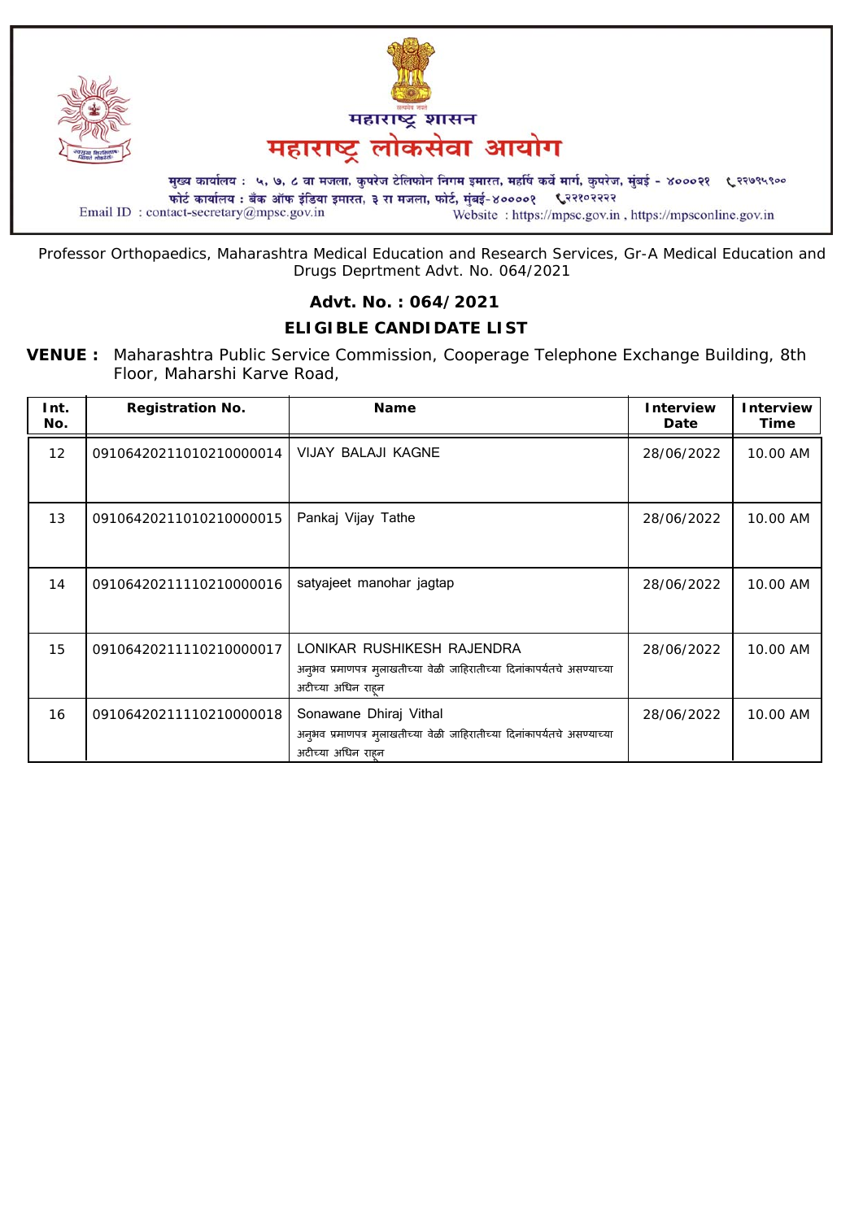महाराष्ट्र शासन

# महाराष्ट्र लोकसेवा आयोग

मुख्य कार्यालय : ५, ७, ८ वा मजला, कुपरेज टेलिफोन निगम इमारत, महर्षि कर्वे मार्ग, कुपरेज, मुंबई - ४०००२१ २२७९५९००
फोर्ट कार्यालय : बँक ऑफ इंडिया इमारत, ३ रा मजला, फोर्ट, मुंबई-४००००१ २२१०२२२२
Email ID : contact-secretary@mpsc.gov.in Website : https://mpsc.gov.in , https://mpsconline.gov.in

Professor Orthopaedics, Maharashtra Medical Education and Research Services, Gr-A Medical Education and Drugs Deprtment Advt. No. 064/2021

## Advt. No. : 064/2021

## ELIGIBLE CANDIDATE LIST

**VENUE :** Maharashtra Public Service Commission, Cooperage Telephone Exchange Building, 8th Floor, Maharshi Karve Road,

| Int. No. | Registration No. | Name | Interview Date | Interview Time |
|---|---|---|---|---|
| 12 | 09106420211010210000014 | VIJAY BALAJI KAGNE | 28/06/2022 | 10.00 AM |
| 13 | 09106420211010210000015 | Pankaj Vijay Tathe | 28/06/2022 | 10.00 AM |
| 14 | 09106420211110210000016 | satyajeet manohar jagtap | 28/06/2022 | 10.00 AM |
| 15 | 09106420211110210000017 | LONIKAR RUSHIKESH RAJENDRA<br>अनुभव प्रमाणपत्र मुलाखतीच्या वेळी जाहिरातीच्या दिनांकापर्यंतचे असण्याच्या अटीच्या अधिन राहून | 28/06/2022 | 10.00 AM |
| 16 | 09106420211110210000018 | Sonawane Dhiraj Vithal<br>अनुभव प्रमाणपत्र मुलाखतीच्या वेळी जाहिरातीच्या दिनांकापर्यंतचे असण्याच्या अटीच्या अधिन राहून | 28/06/2022 | 10.00 AM |